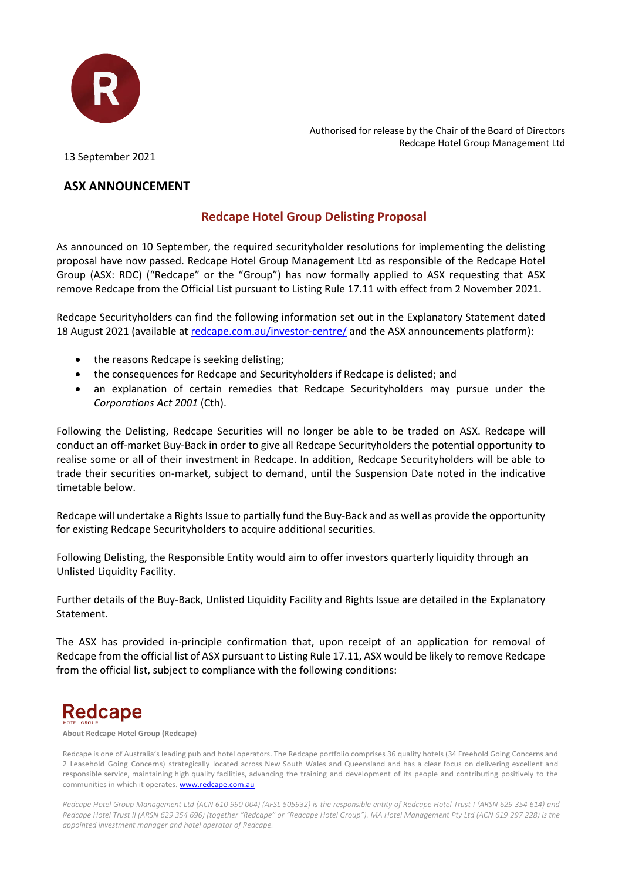Authorised for release by the Chair of the Board of Directors
Redcape Hotel Group Management Ltd

13 September 2021

## ASX ANNOUNCEMENT

# Redcape Hotel Group Delisting Proposal

As announced on 10 September, the required securityholder resolutions for implementing the delisting proposal have now passed. Redcape Hotel Group Management Ltd as responsible of the Redcape Hotel Group (ASX: RDC) ("Redcape" or the "Group") has now formally applied to ASX requesting that ASX remove Redcape from the Official List pursuant to Listing Rule 17.11 with effect from 2 November 2021.

Redcape Securityholders can find the following information set out in the Explanatory Statement dated 18 August 2021 (available at [redcape.com.au/investor-centre/](redcape.com.au/investor-centre/) and the ASX announcements platform):

- the reasons Redcape is seeking delisting;
- the consequences for Redcape and Securityholders if Redcape is delisted; and
- an explanation of certain remedies that Redcape Securityholders may pursue under the *Corporations Act 2001* (Cth).

Following the Delisting, Redcape Securities will no longer be able to be traded on ASX. Redcape will conduct an off-market Buy-Back in order to give all Redcape Securityholders the potential opportunity to realise some or all of their investment in Redcape. In addition, Redcape Securityholders will be able to trade their securities on-market, subject to demand, until the Suspension Date noted in the indicative timetable below.

Redcape will undertake a Rights Issue to partially fund the Buy-Back and as well as provide the opportunity for existing Redcape Securityholders to acquire additional securities.

Following Delisting, the Responsible Entity would aim to offer investors quarterly liquidity through an Unlisted Liquidity Facility.

Further details of the Buy-Back, Unlisted Liquidity Facility and Rights Issue are detailed in the Explanatory Statement.

The ASX has provided in-principle confirmation that, upon receipt of an application for removal of Redcape from the official list of ASX pursuant to Listing Rule 17.11, ASX would be likely to remove Redcape from the official list, subject to compliance with the following conditions:

Redcape
HOTEL GROUP

**About Redcape Hotel Group (Redcape)**

Redcape is one of Australia's leading pub and hotel operators. The Redcape portfolio comprises 36 quality hotels (34 Freehold Going Concerns and 2 Leasehold Going Concerns) strategically located across New South Wales and Queensland and has a clear focus on delivering excellent and responsible service, maintaining high quality facilities, advancing the training and development of its people and contributing positively to the communities in which it operates. [www.redcape.com.au](www.redcape.com.au)

*Redcape Hotel Group Management Ltd (ACN 610 990 004) (AFSL 505932) is the responsible entity of Redcape Hotel Trust I (ARSN 629 354 614) and Redcape Hotel Trust II (ARSN 629 354 696) (together "Redcape" or "Redcape Hotel Group"). MA Hotel Management Pty Ltd (ACN 619 297 228) is the appointed investment manager and hotel operator of Redcape.*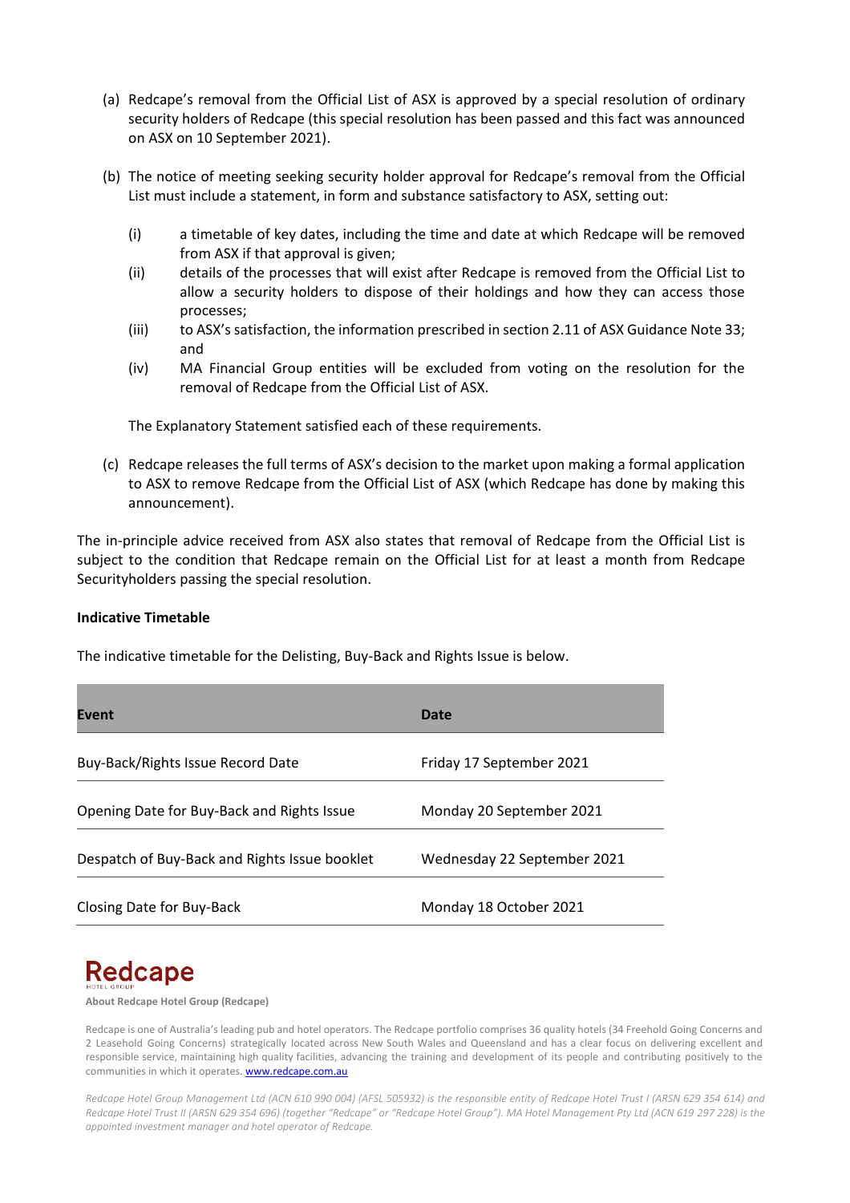(a) Redcape's removal from the Official List of ASX is approved by a special resolution of ordinary security holders of Redcape (this special resolution has been passed and this fact was announced on ASX on 10 September 2021).

(b) The notice of meeting seeking security holder approval for Redcape's removal from the Official List must include a statement, in form and substance satisfactory to ASX, setting out:

   (i) a timetable of key dates, including the time and date at which Redcape will be removed from ASX if that approval is given;

   (ii) details of the processes that will exist after Redcape is removed from the Official List to allow a security holders to dispose of their holdings and how they can access those processes;

   (iii) to ASX's satisfaction, the information prescribed in section 2.11 of ASX Guidance Note 33; and

   (iv) MA Financial Group entities will be excluded from voting on the resolution for the removal of Redcape from the Official List of ASX.

   The Explanatory Statement satisfied each of these requirements.

(c) Redcape releases the full terms of ASX's decision to the market upon making a formal application to ASX to remove Redcape from the Official List of ASX (which Redcape has done by making this announcement).

The in-principle advice received from ASX also states that removal of Redcape from the Official List is subject to the condition that Redcape remain on the Official List for at least a month from Redcape Securityholders passing the special resolution.

**Indicative Timetable**

The indicative timetable for the Delisting, Buy-Back and Rights Issue is below.

| Event | Date |
| --- | --- |
| Buy-Back/Rights Issue Record Date | Friday 17 September 2021 |
| Opening Date for Buy-Back and Rights Issue | Monday 20 September 2021 |
| Despatch of Buy-Back and Rights Issue booklet | Wednesday 22 September 2021 |
| Closing Date for Buy-Back | Monday 18 October 2021 |

Redcape
HOTEL GROUP

**About Redcape Hotel Group (Redcape)**

Redcape is one of Australia's leading pub and hotel operators. The Redcape portfolio comprises 36 quality hotels (34 Freehold Going Concerns and 2 Leasehold Going Concerns) strategically located across New South Wales and Queensland and has a clear focus on delivering excellent and responsible service, maintaining high quality facilities, advancing the training and development of its people and contributing positively to the communities in which it operates. www.redcape.com.au

*Redcape Hotel Group Management Ltd (ACN 610 990 004) (AFSL 505932) is the responsible entity of Redcape Hotel Trust I (ARSN 629 354 614) and Redcape Hotel Trust II (ARSN 629 354 696) (together "Redcape" or "Redcape Hotel Group"). MA Hotel Management Pty Ltd (ACN 619 297 228) is the appointed investment manager and hotel operator of Redcape.*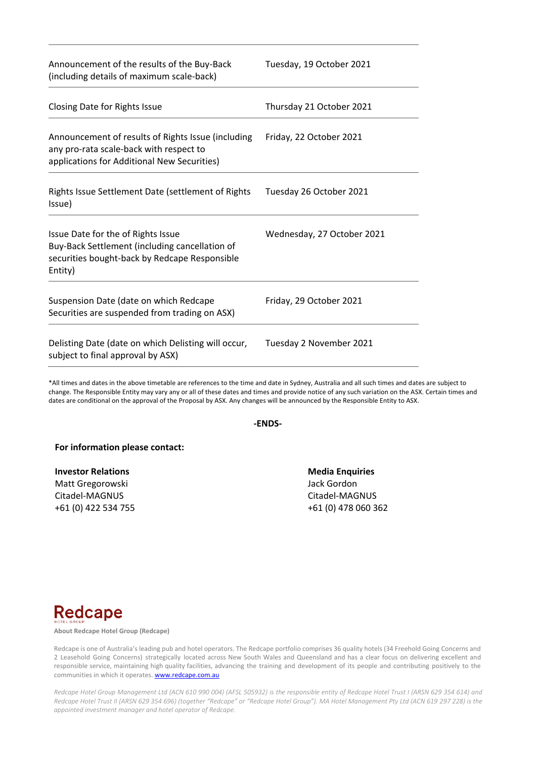| | |
|---|---|
| Announcement of the results of the Buy-Back (including details of maximum scale-back) | Tuesday, 19 October 2021 |
| Closing Date for Rights Issue | Thursday 21 October 2021 |
| Announcement of results of Rights Issue (including any pro-rata scale-back with respect to applications for Additional New Securities) | Friday, 22 October 2021 |
| Rights Issue Settlement Date (settlement of Rights Issue) | Tuesday 26 October 2021 |
| Issue Date for the of Rights Issue<br>Buy-Back Settlement (including cancellation of securities bought-back by Redcape Responsible Entity) | Wednesday, 27 October 2021 |
| Suspension Date (date on which Redcape Securities are suspended from trading on ASX) | Friday, 29 October 2021 |
| Delisting Date (date on which Delisting will occur, subject to final approval by ASX) | Tuesday 2 November 2021 |

*All times and dates in the above timetable are references to the time and date in Sydney, Australia and all such times and dates are subject to change. The Responsible Entity may vary any or all of these dates and times and provide notice of any such variation on the ASX. Certain times and dates are conditional on the approval of the Proposal by ASX. Any changes will be announced by the Responsible Entity to ASX.

**-ENDS-**

**For information please contact:**

**Investor Relations**
Matt Gregorowski
Citadel-MAGNUS
+61 (0) 422 534 755

**Media Enquiries**
Jack Gordon
Citadel-MAGNUS
+61 (0) 478 060 362

Redcape
HOTEL GROUP

**About Redcape Hotel Group (Redcape)**

Redcape is one of Australia's leading pub and hotel operators. The Redcape portfolio comprises 36 quality hotels (34 Freehold Going Concerns and 2 Leasehold Going Concerns) strategically located across New South Wales and Queensland and has a clear focus on delivering excellent and responsible service, maintaining high quality facilities, advancing the training and development of its people and contributing positively to the communities in which it operates. www.redcape.com.au

*Redcape Hotel Group Management Ltd (ACN 610 990 004) (AFSL 505932) is the responsible entity of Redcape Hotel Trust I (ARSN 629 354 614) and Redcape Hotel Trust II (ARSN 629 354 696) (together "Redcape" or "Redcape Hotel Group"). MA Hotel Management Pty Ltd (ACN 619 297 228) is the appointed investment manager and hotel operator of Redcape.*